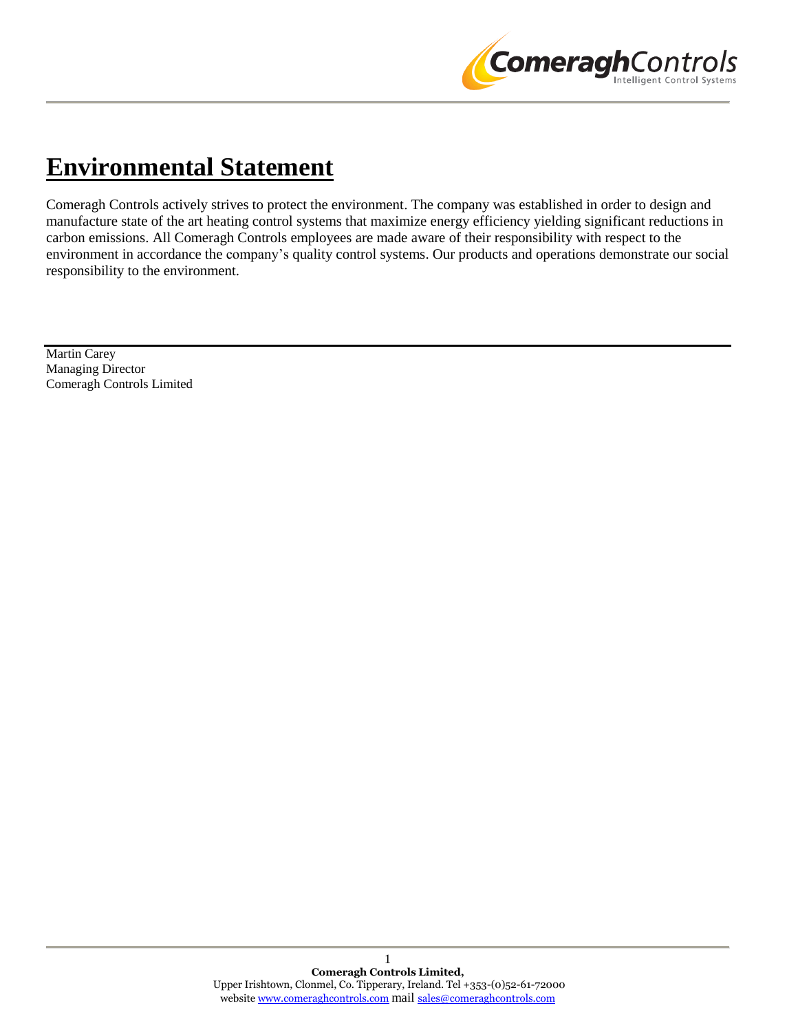# Environmental Statement

Comeragh Controls actively strives to protect the environment. The company was established in order to design and manufacture state of the art heating control systems that maximize energy efficiency yielding significant reductions in carbon emissions. All Comeragh Controls employees are made aware of their responsibility with respect to the environment in accordance the company's quality control systems. Our products and operations demonstrate our social responsibility to the environment.

---

Martin Carey
Managing Director
Comeragh Controls Limited

**Comeragh Controls Limited,**
Upper Irishtown, Clonmel, Co. Tipperary, Ireland. Tel +353-(0)52-61-72000
website www.comeraghcontrols.com mail sales@comeraghcontrols.com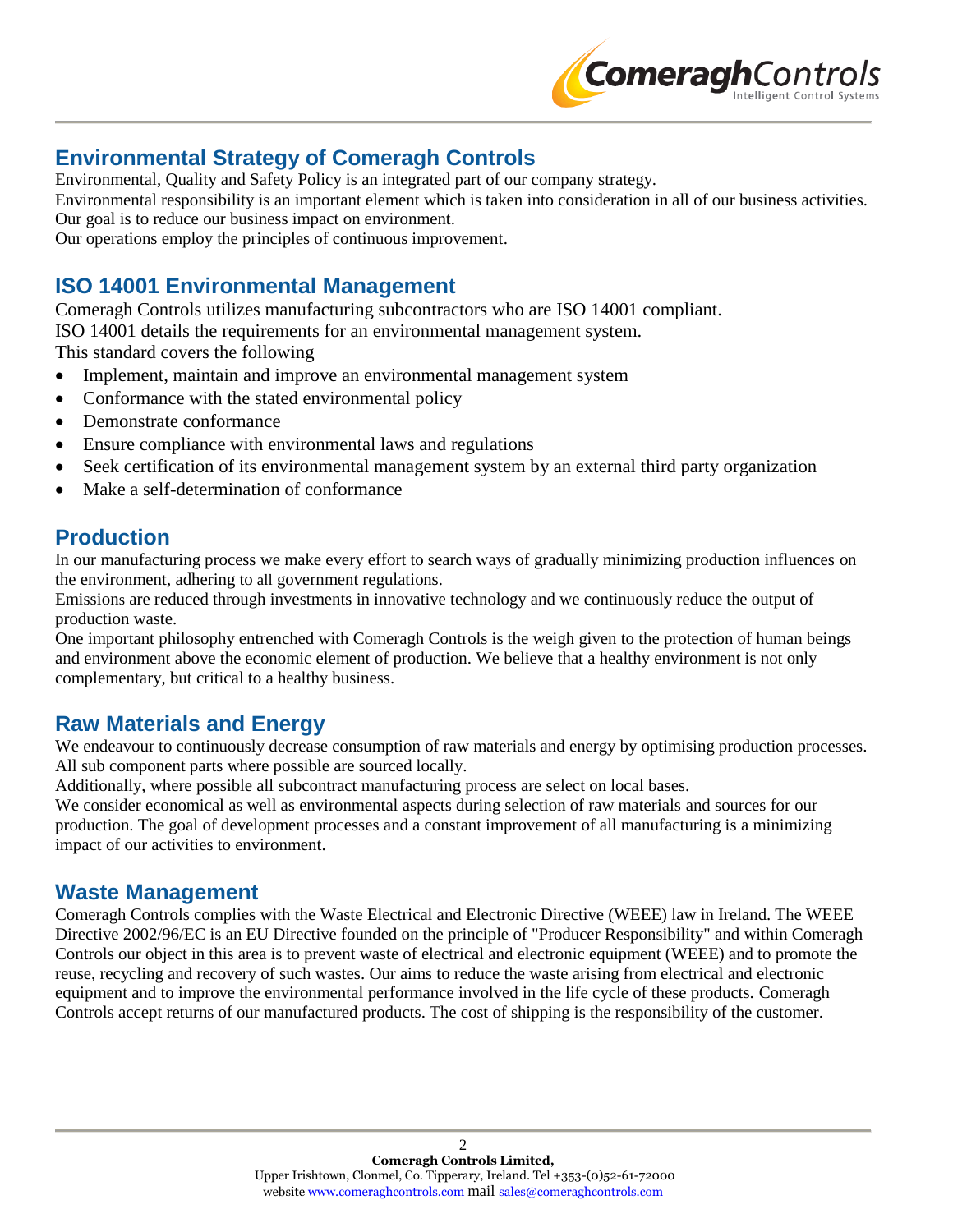## Environmental Strategy of Comeragh Controls

Environmental, Quality and Safety Policy is an integrated part of our company strategy.
Environmental responsibility is an important element which is taken into consideration in all of our business activities.
Our goal is to reduce our business impact on environment.
Our operations employ the principles of continuous improvement.

## ISO 14001 Environmental Management

Comeragh Controls utilizes manufacturing subcontractors who are ISO 14001 compliant.
ISO 14001 details the requirements for an environmental management system.
This standard covers the following

- Implement, maintain and improve an environmental management system
- Conformance with the stated environmental policy
- Demonstrate conformance
- Ensure compliance with environmental laws and regulations
- Seek certification of its environmental management system by an external third party organization
- Make a self-determination of conformance

## Production

In our manufacturing process we make every effort to search ways of gradually minimizing production influences on the environment, adhering to all government regulations.
Emissions are reduced through investments in innovative technology and we continuously reduce the output of production waste.
One important philosophy entrenched with Comeragh Controls is the weigh given to the protection of human beings and environment above the economic element of production. We believe that a healthy environment is not only complementary, but critical to a healthy business.

## Raw Materials and Energy

We endeavour to continuously decrease consumption of raw materials and energy by optimising production processes.
All sub component parts where possible are sourced locally.
Additionally, where possible all subcontract manufacturing process are select on local bases.
We consider economical as well as environmental aspects during selection of raw materials and sources for our production. The goal of development processes and a constant improvement of all manufacturing is a minimizing impact of our activities to environment.

## Waste Management

Comeragh Controls complies with the Waste Electrical and Electronic Directive (WEEE) law in Ireland. The WEEE Directive 2002/96/EC is an EU Directive founded on the principle of "Producer Responsibility" and within Comeragh Controls our object in this area is to prevent waste of electrical and electronic equipment (WEEE) and to promote the reuse, recycling and recovery of such wastes. Our aims to reduce the waste arising from electrical and electronic equipment and to improve the environmental performance involved in the life cycle of these products. Comeragh Controls accept returns of our manufactured products. The cost of shipping is the responsibility of the customer.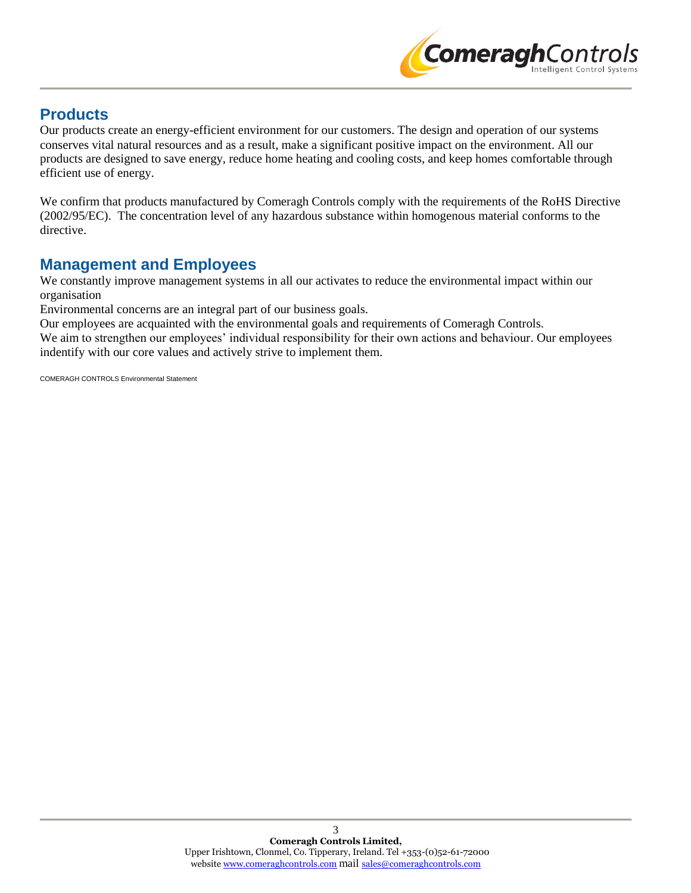## Products

Our products create an energy-efficient environment for our customers. The design and operation of our systems conserves vital natural resources and as a result, make a significant positive impact on the environment. All our products are designed to save energy, reduce home heating and cooling costs, and keep homes comfortable through efficient use of energy.

We confirm that products manufactured by Comeragh Controls comply with the requirements of the RoHS Directive (2002/95/EC). The concentration level of any hazardous substance within homogenous material conforms to the directive.

## Management and Employees

We constantly improve management systems in all our activates to reduce the environmental impact within our organisation

Environmental concerns are an integral part of our business goals.

Our employees are acquainted with the environmental goals and requirements of Comeragh Controls.

We aim to strengthen our employees' individual responsibility for their own actions and behaviour. Our employees indentify with our core values and actively strive to implement them.

COMERAGH CONTROLS Environmental Statement

**Comeragh Controls Limited,**
Upper Irishtown, Clonmel, Co. Tipperary, Ireland. Tel +353-(0)52-61-72000
website www.comeraghcontrols.com mail sales@comeraghcontrols.com